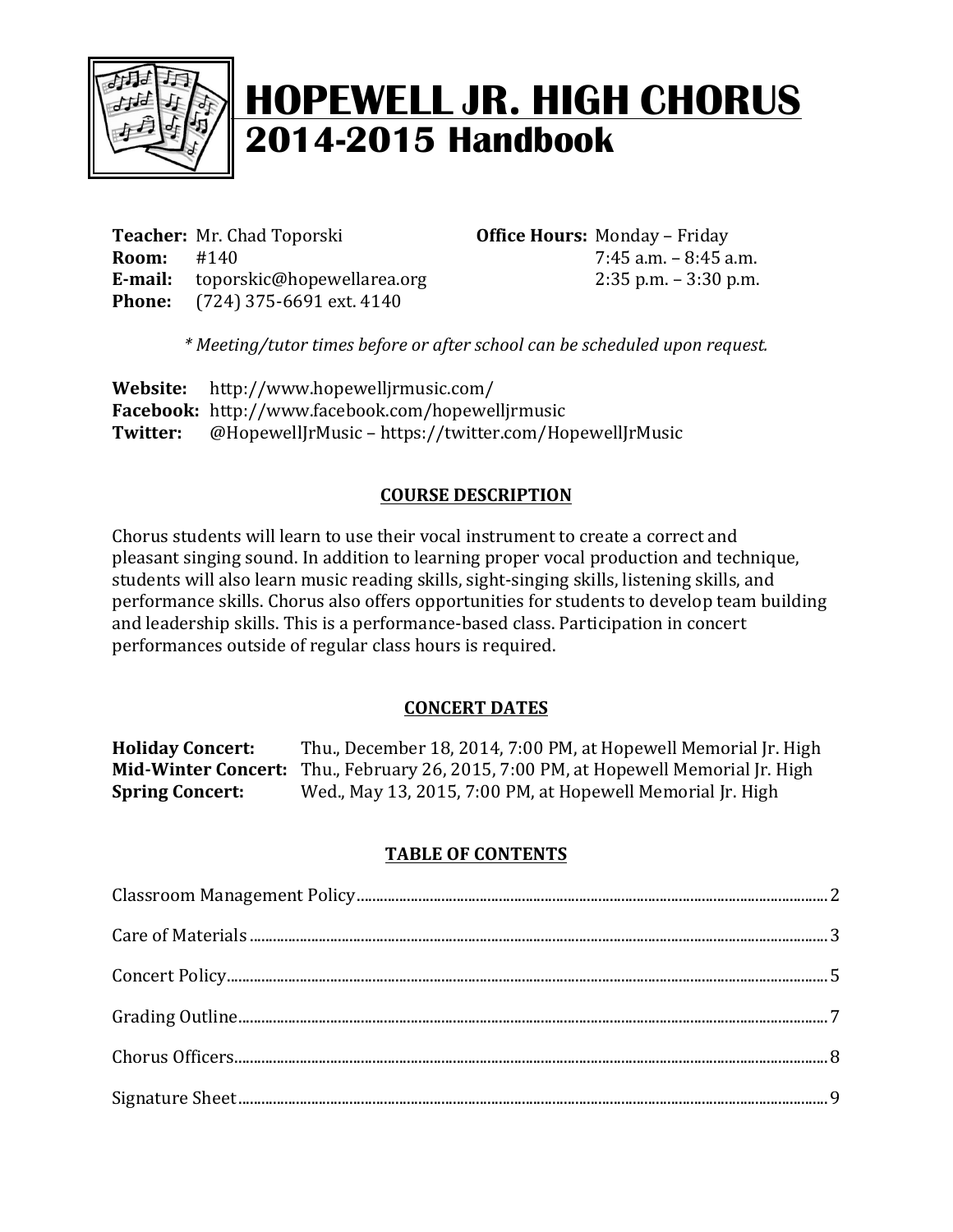# HOPEWELL JR. HIGH CHORUS
## 2014-2015 Handbook

**Teacher:** Mr. Chad Toporski
**Room:** #140
**E-mail:** toporskic@hopewellarea.org
**Phone:** (724) 375-6691 ext. 4140

**Office Hours:** Monday – Friday
7:45 a.m. – 8:45 a.m.
2:35 p.m. – 3:30 p.m.

*\* Meeting/tutor times before or after school can be scheduled upon request.*

**Website:** http://www.hopewelljrmusic.com/
**Facebook:** http://www.facebook.com/hopewelljrmusic
**Twitter:** @HopewellJrMusic – https://twitter.com/HopewellJrMusic

### COURSE DESCRIPTION

Chorus students will learn to use their vocal instrument to create a correct and pleasant singing sound. In addition to learning proper vocal production and technique, students will also learn music reading skills, sight-singing skills, listening skills, and performance skills. Chorus also offers opportunities for students to develop team building and leadership skills. This is a performance-based class. Participation in concert performances outside of regular class hours is required.

### CONCERT DATES

**Holiday Concert:** Thu., December 18, 2014, 7:00 PM, at Hopewell Memorial Jr. High
**Mid-Winter Concert:** Thu., February 26, 2015, 7:00 PM, at Hopewell Memorial Jr. High
**Spring Concert:** Wed., May 13, 2015, 7:00 PM, at Hopewell Memorial Jr. High

### TABLE OF CONTENTS

Classroom Management Policy........ 2

Care of Materials........ 3

Concert Policy........ 5

Grading Outline........ 7

Chorus Officers........ 8

Signature Sheet........ 9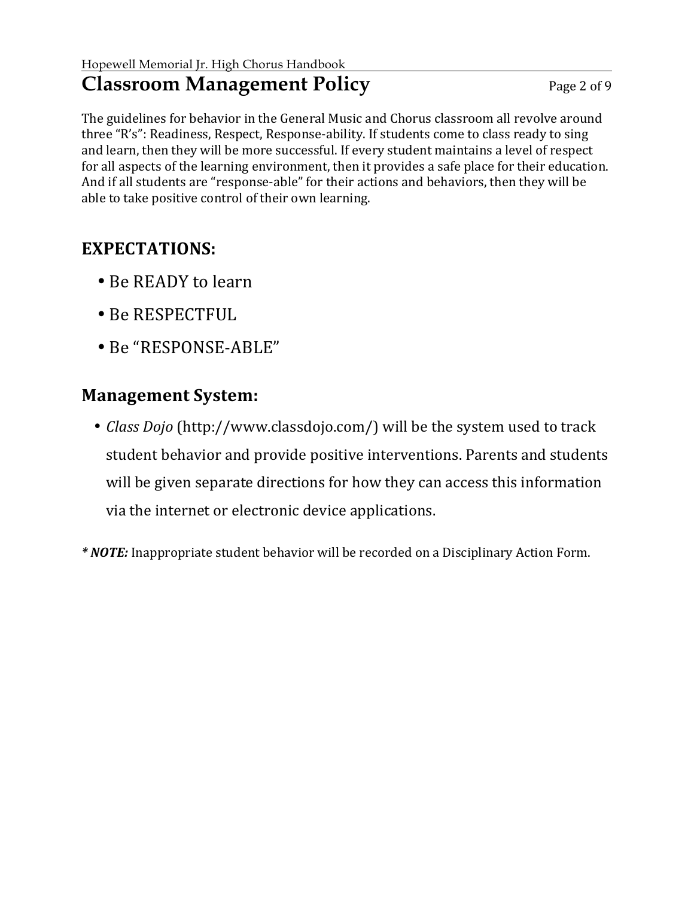# Classroom Management Policy

The guidelines for behavior in the General Music and Chorus classroom all revolve around three "R's": Readiness, Respect, Response-ability. If students come to class ready to sing and learn, then they will be more successful. If every student maintains a level of respect for all aspects of the learning environment, then it provides a safe place for their education. And if all students are "response-able" for their actions and behaviors, then they will be able to take positive control of their own learning.

## EXPECTATIONS:

- Be READY to learn
- Be RESPECTFUL
- Be "RESPONSE-ABLE"

## Management System:

- *Class Dojo* (http://www.classdojo.com/) will be the system used to track student behavior and provide positive interventions. Parents and students will be given separate directions for how they can access this information via the internet or electronic device applications.

****NOTE:*** Inappropriate student behavior will be recorded on a Disciplinary Action Form.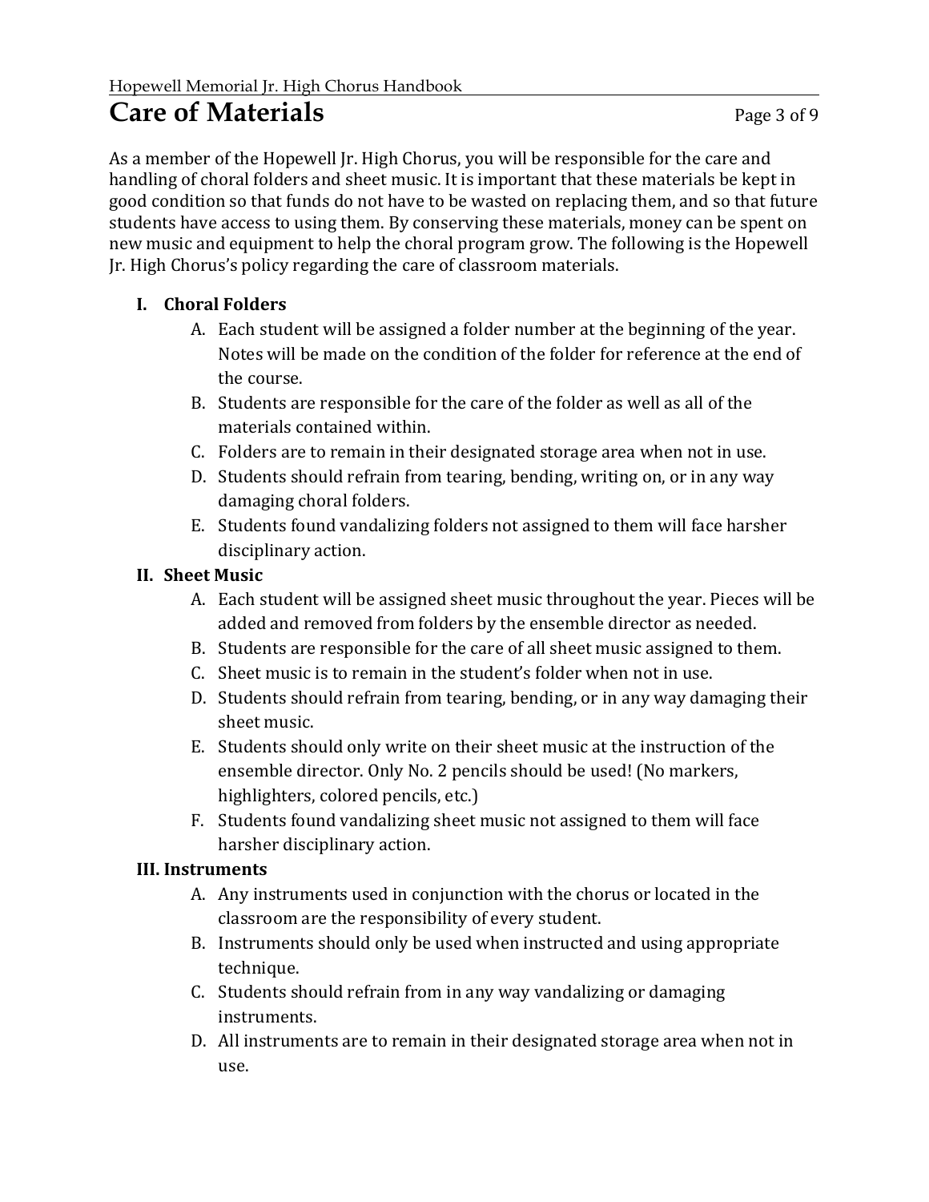# Care of Materials

As a member of the Hopewell Jr. High Chorus, you will be responsible for the care and handling of choral folders and sheet music. It is important that these materials be kept in good condition so that funds do not have to be wasted on replacing them, and so that future students have access to using them. By conserving these materials, money can be spent on new music and equipment to help the choral program grow. The following is the Hopewell Jr. High Chorus's policy regarding the care of classroom materials.

**I. Choral Folders**

- A. Each student will be assigned a folder number at the beginning of the year. Notes will be made on the condition of the folder for reference at the end of the course.
- B. Students are responsible for the care of the folder as well as all of the materials contained within.
- C. Folders are to remain in their designated storage area when not in use.
- D. Students should refrain from tearing, bending, writing on, or in any way damaging choral folders.
- E. Students found vandalizing folders not assigned to them will face harsher disciplinary action.

**II. Sheet Music**

- A. Each student will be assigned sheet music throughout the year. Pieces will be added and removed from folders by the ensemble director as needed.
- B. Students are responsible for the care of all sheet music assigned to them.
- C. Sheet music is to remain in the student's folder when not in use.
- D. Students should refrain from tearing, bending, or in any way damaging their sheet music.
- E. Students should only write on their sheet music at the instruction of the ensemble director. Only No. 2 pencils should be used! (No markers, highlighters, colored pencils, etc.)
- F. Students found vandalizing sheet music not assigned to them will face harsher disciplinary action.

**III. Instruments**

- A. Any instruments used in conjunction with the chorus or located in the classroom are the responsibility of every student.
- B. Instruments should only be used when instructed and using appropriate technique.
- C. Students should refrain from in any way vandalizing or damaging instruments.
- D. All instruments are to remain in their designated storage area when not in use.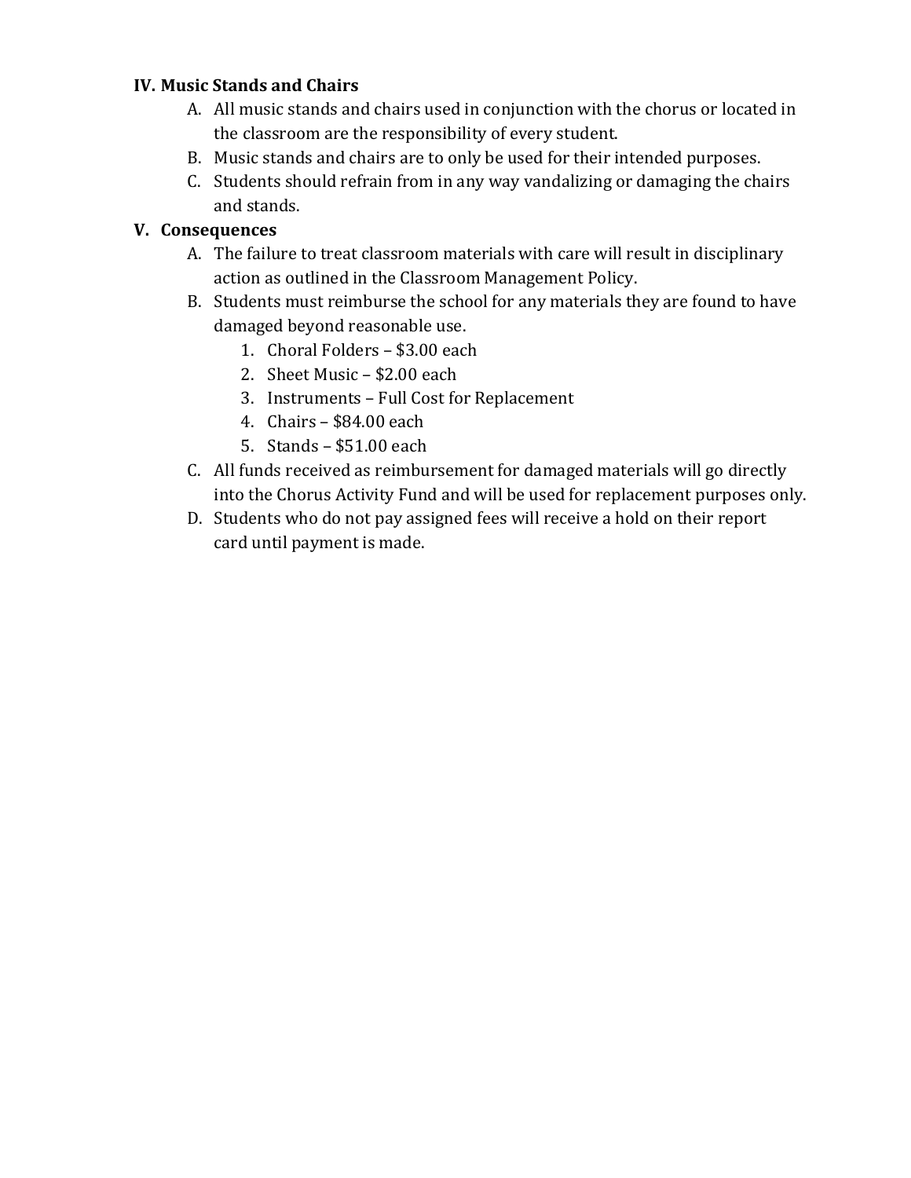**IV. Music Stands and Chairs**

A. All music stands and chairs used in conjunction with the chorus or located in the classroom are the responsibility of every student.

B. Music stands and chairs are to only be used for their intended purposes.

C. Students should refrain from in any way vandalizing or damaging the chairs and stands.

**V. Consequences**

A. The failure to treat classroom materials with care will result in disciplinary action as outlined in the Classroom Management Policy.

B. Students must reimburse the school for any materials they are found to have damaged beyond reasonable use.

1. Choral Folders – $3.00 each
2. Sheet Music – $2.00 each
3. Instruments – Full Cost for Replacement
4. Chairs – $84.00 each
5. Stands – $51.00 each

C. All funds received as reimbursement for damaged materials will go directly into the Chorus Activity Fund and will be used for replacement purposes only.

D. Students who do not pay assigned fees will receive a hold on their report card until payment is made.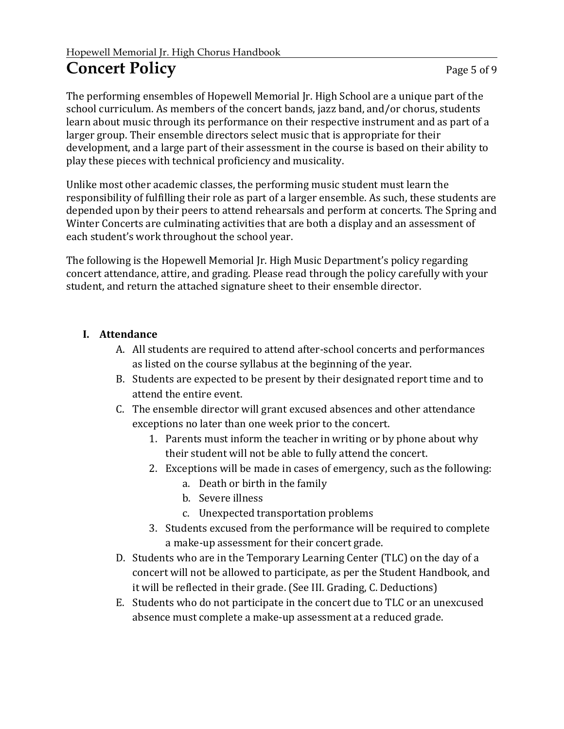# Concert Policy

The performing ensembles of Hopewell Memorial Jr. High School are a unique part of the school curriculum. As members of the concert bands, jazz band, and/or chorus, students learn about music through its performance on their respective instrument and as part of a larger group. Their ensemble directors select music that is appropriate for their development, and a large part of their assessment in the course is based on their ability to play these pieces with technical proficiency and musicality.

Unlike most other academic classes, the performing music student must learn the responsibility of fulfilling their role as part of a larger ensemble. As such, these students are depended upon by their peers to attend rehearsals and perform at concerts. The Spring and Winter Concerts are culminating activities that are both a display and an assessment of each student's work throughout the school year.

The following is the Hopewell Memorial Jr. High Music Department's policy regarding concert attendance, attire, and grading. Please read through the policy carefully with your student, and return the attached signature sheet to their ensemble director.

## I. Attendance

A. All students are required to attend after-school concerts and performances as listed on the course syllabus at the beginning of the year.

B. Students are expected to be present by their designated report time and to attend the entire event.

C. The ensemble director will grant excused absences and other attendance exceptions no later than one week prior to the concert.

  1. Parents must inform the teacher in writing or by phone about why their student will not be able to fully attend the concert.
  2. Exceptions will be made in cases of emergency, such as the following:
     a. Death or birth in the family
     b. Severe illness
     c. Unexpected transportation problems
  3. Students excused from the performance will be required to complete a make-up assessment for their concert grade.

D. Students who are in the Temporary Learning Center (TLC) on the day of a concert will not be allowed to participate, as per the Student Handbook, and it will be reflected in their grade. (See III. Grading, C. Deductions)

E. Students who do not participate in the concert due to TLC or an unexcused absence must complete a make-up assessment at a reduced grade.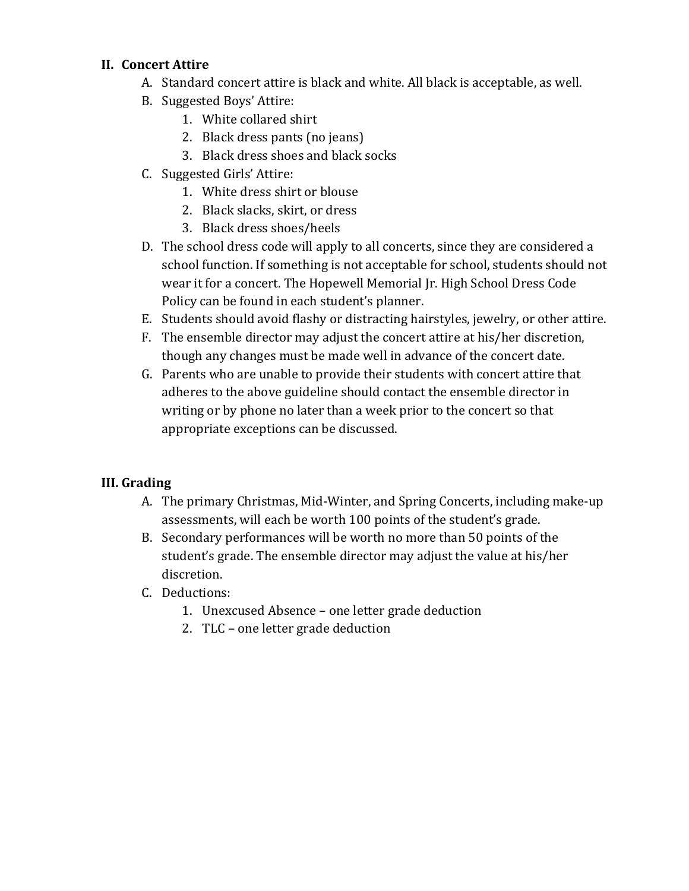## II. Concert Attire

A. Standard concert attire is black and white. All black is acceptable, as well.

B. Suggested Boys' Attire:
   1. White collared shirt
   2. Black dress pants (no jeans)
   3. Black dress shoes and black socks

C. Suggested Girls' Attire:
   1. White dress shirt or blouse
   2. Black slacks, skirt, or dress
   3. Black dress shoes/heels

D. The school dress code will apply to all concerts, since they are considered a school function. If something is not acceptable for school, students should not wear it for a concert. The Hopewell Memorial Jr. High School Dress Code Policy can be found in each student's planner.

E. Students should avoid flashy or distracting hairstyles, jewelry, or other attire.

F. The ensemble director may adjust the concert attire at his/her discretion, though any changes must be made well in advance of the concert date.

G. Parents who are unable to provide their students with concert attire that adheres to the above guideline should contact the ensemble director in writing or by phone no later than a week prior to the concert so that appropriate exceptions can be discussed.

## III. Grading

A. The primary Christmas, Mid-Winter, and Spring Concerts, including make-up assessments, will each be worth 100 points of the student's grade.

B. Secondary performances will be worth no more than 50 points of the student's grade. The ensemble director may adjust the value at his/her discretion.

C. Deductions:
   1. Unexcused Absence – one letter grade deduction
   2. TLC – one letter grade deduction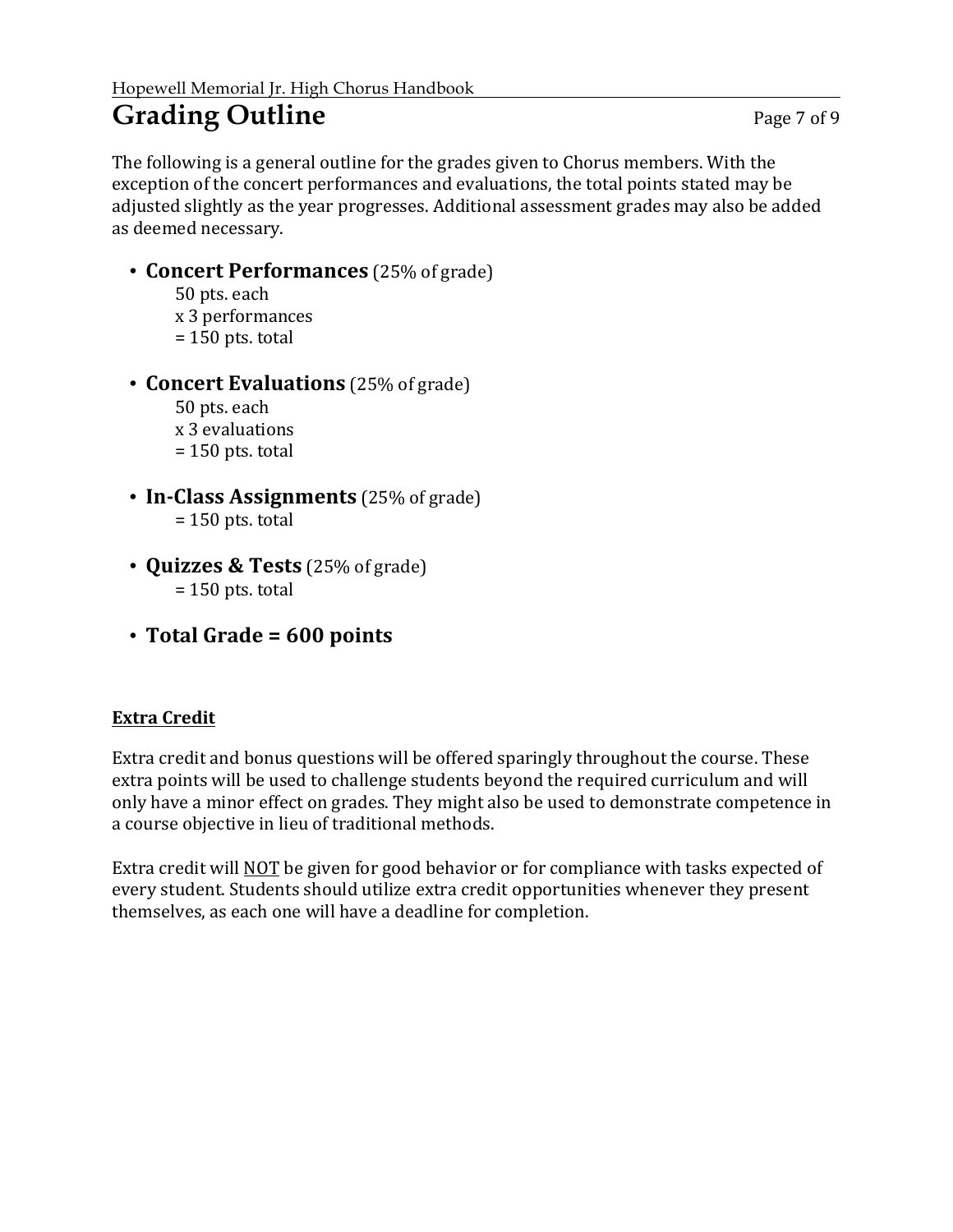# Grading Outline

The following is a general outline for the grades given to Chorus members. With the exception of the concert performances and evaluations, the total points stated may be adjusted slightly as the year progresses. Additional assessment grades may also be added as deemed necessary.

- **Concert Performances** (25% of grade)
  50 pts. each
  x 3 performances
  = 150 pts. total

- **Concert Evaluations** (25% of grade)
  50 pts. each
  x 3 evaluations
  = 150 pts. total

- **In-Class Assignments** (25% of grade)
  = 150 pts. total

- **Quizzes & Tests** (25% of grade)
  = 150 pts. total

- **Total Grade = 600 points**

## Extra Credit

Extra credit and bonus questions will be offered sparingly throughout the course. These extra points will be used to challenge students beyond the required curriculum and will only have a minor effect on grades. They might also be used to demonstrate competence in a course objective in lieu of traditional methods.

Extra credit will NOT be given for good behavior or for compliance with tasks expected of every student. Students should utilize extra credit opportunities whenever they present themselves, as each one will have a deadline for completion.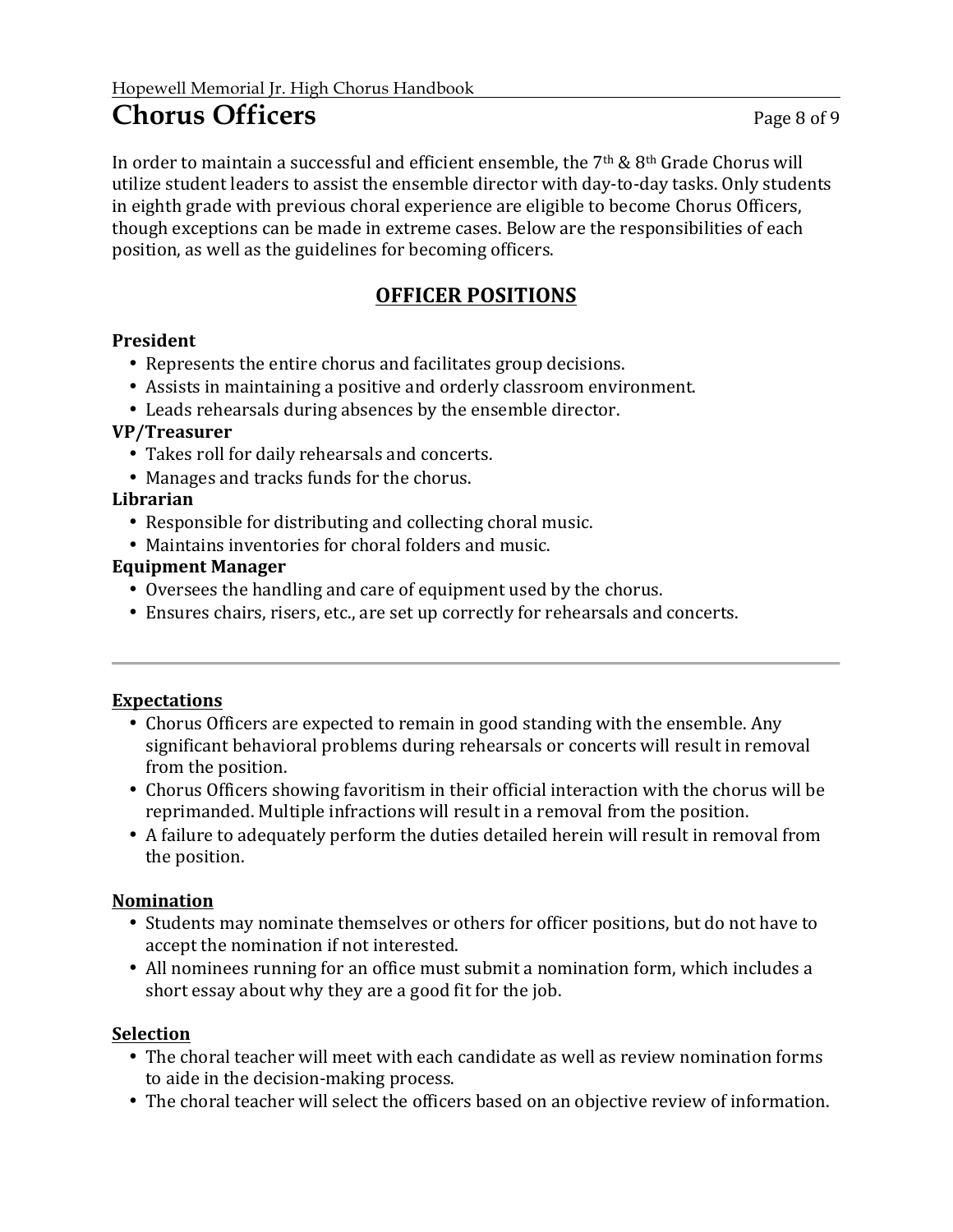# Chorus Officers

In order to maintain a successful and efficient ensemble, the 7th & 8th Grade Chorus will utilize student leaders to assist the ensemble director with day-to-day tasks. Only students in eighth grade with previous choral experience are eligible to become Chorus Officers, though exceptions can be made in extreme cases. Below are the responsibilities of each position, as well as the guidelines for becoming officers.

## OFFICER POSITIONS

**President**

- Represents the entire chorus and facilitates group decisions.
- Assists in maintaining a positive and orderly classroom environment.
- Leads rehearsals during absences by the ensemble director.

**VP/Treasurer**

- Takes roll for daily rehearsals and concerts.
- Manages and tracks funds for the chorus.

**Librarian**

- Responsible for distributing and collecting choral music.
- Maintains inventories for choral folders and music.

**Equipment Manager**

- Oversees the handling and care of equipment used by the chorus.
- Ensures chairs, risers, etc., are set up correctly for rehearsals and concerts.

---

### Expectations

- Chorus Officers are expected to remain in good standing with the ensemble. Any significant behavioral problems during rehearsals or concerts will result in removal from the position.
- Chorus Officers showing favoritism in their official interaction with the chorus will be reprimanded. Multiple infractions will result in a removal from the position.
- A failure to adequately perform the duties detailed herein will result in removal from the position.

### Nomination

- Students may nominate themselves or others for officer positions, but do not have to accept the nomination if not interested.
- All nominees running for an office must submit a nomination form, which includes a short essay about why they are a good fit for the job.

### Selection

- The choral teacher will meet with each candidate as well as review nomination forms to aide in the decision-making process.
- The choral teacher will select the officers based on an objective review of information.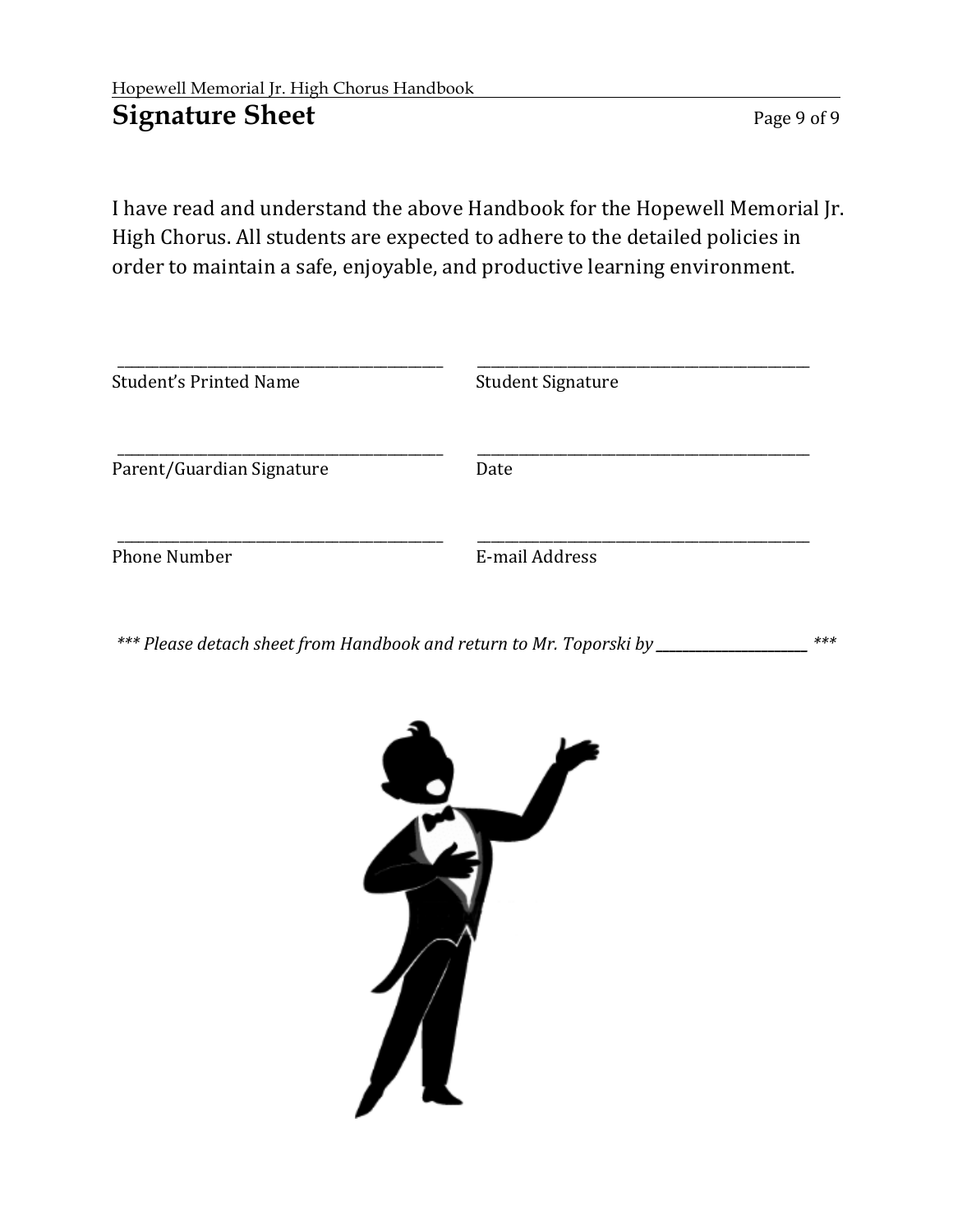## Signature Sheet

I have read and understand the above Handbook for the Hopewell Memorial Jr. High Chorus. All students are expected to adhere to the detailed policies in order to maintain a safe, enjoyable, and productive learning environment.

| | |
|---|---|
| ______________________________ | ______________________________ |
| Student's Printed Name | Student Signature |
| ______________________________ | ______________________________ |
| Parent/Guardian Signature | Date |
| ______________________________ | ______________________________ |
| Phone Number | E-mail Address |

*** *Please detach sheet from Handbook and return to Mr. Toporski by* ______________ ***